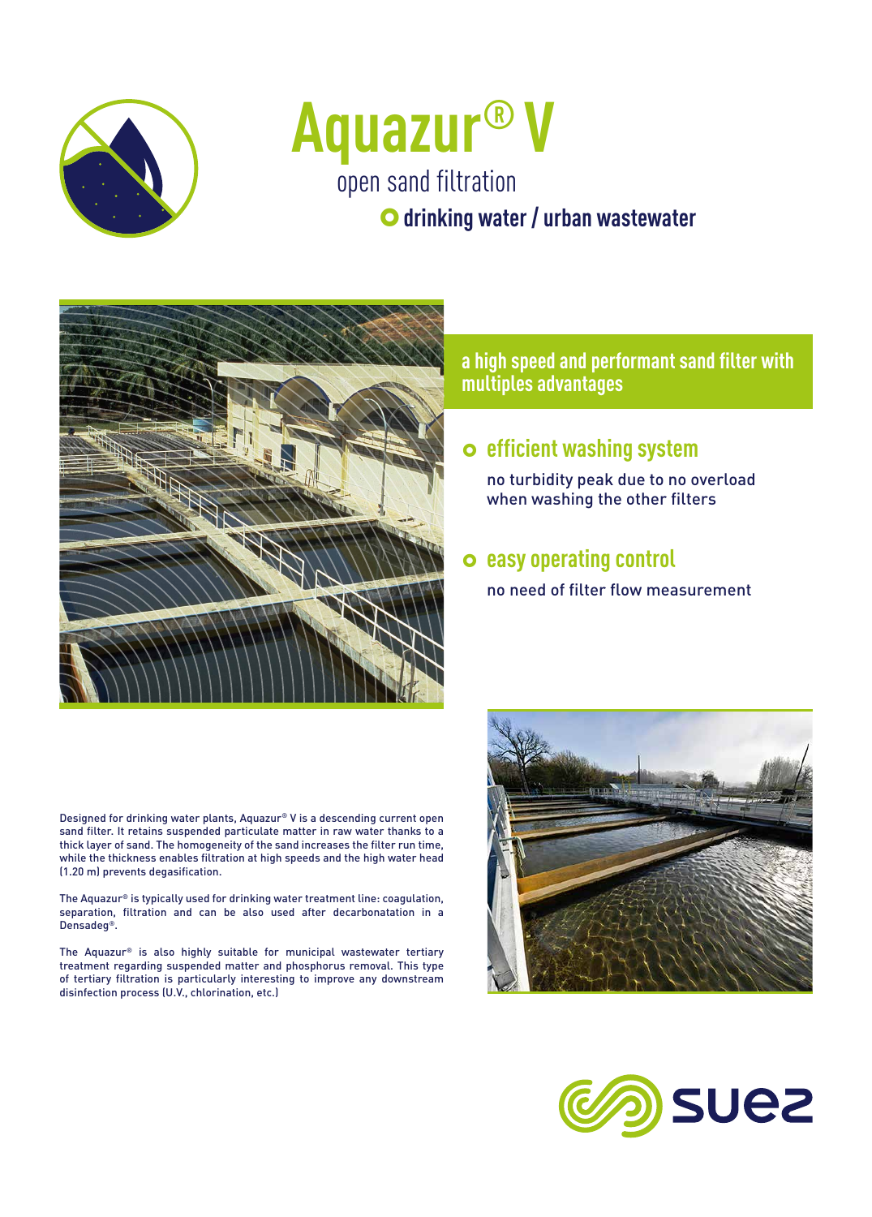# Aquazur® V

open sand filtration

**drinking water / urban wastewater**

## a high speed and performant sand filter with multiples advantages

### efficient washing system

no turbidity peak due to no overload when washing the other filters

### easy operating control

no need of filter flow measurement

Designed for drinking water plants, Aquazur® V is a descending current open sand filter. It retains suspended particulate matter in raw water thanks to a thick layer of sand. The homogeneity of the sand increases the filter run time, while the thickness enables filtration at high speeds and the high water head (1.20 m) prevents degasification.

The Aquazur® is typically used for drinking water treatment line: coagulation, separation, filtration and can be also used after decarbonatation in a Densadeg®.

The Aquazur® is also highly suitable for municipal wastewater tertiary treatment regarding suspended matter and phosphorus removal. This type of tertiary filtration is particularly interesting to improve any downstream disinfection process (U.V., chlorination, etc.)

suez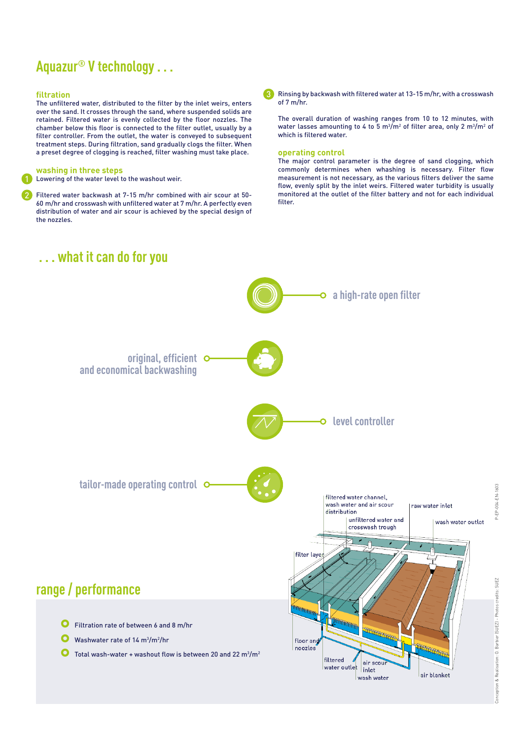# Aquazur® V technology . . .

### filtration

The unfiltered water, distributed to the filter by the inlet weirs, enters over the sand. It crosses through the sand, where suspended solids are retained. Filtered water is evenly collected by the floor nozzles. The chamber below this floor is connected to the filter outlet, usually by a filter controller. From the outlet, the water is conveyed to subsequent treatment steps. During filtration, sand gradually clogs the filter. When a preset degree of clogging is reached, filter washing must take place.

### washing in three steps

1. Lowering of the water level to the washout weir.
2. Filtered water backwash at 7-15 m/hr combined with air scour at 50-60 m/hr and crosswash with unfiltered water at 7 m/hr. A perfectly even distribution of water and air scour is achieved by the special design of the nozzles.
3. Rinsing by backwash with filtered water at 13-15 m/hr, with a crosswash of 7 m/hr.

The overall duration of washing ranges from 10 to 12 minutes, with water lasses amounting to 4 to 5 m³/m² of filter area, only 2 m³/m² of which is filtered water.

### operating control

The major control parameter is the degree of sand clogging, which commonly determines when whashing is necessary. Filter flow measurement is not necessary, as the various filters deliver the same flow, evenly split by the inlet weirs. Filtered water turbidity is usually monitored at the outlet of the filter battery and not for each individual filter.

## . . . what it can do for you

a high-rate open filter

original, efficient and economical backwashing

level controller

tailor-made operating control

filtered water channel, wash water and air scour distribution

raw water inlet

unfiltered water and crosswash trough

wash water outlet

filter layer

floor and nozzles

filtered water outlet

air scour inlet

wash water

air blanket

## range / performance

- Filtration rate of between 6 and 8 m/hr
- Washwater rate of 14 m³/m²/hr
- Total wash-water + washout flow is between 20 and 22 m³/m²

P-EP-004-EN-1603

Conception & Réalisation: O. Barbier (SUEZ) - Photos credits: SUEZ